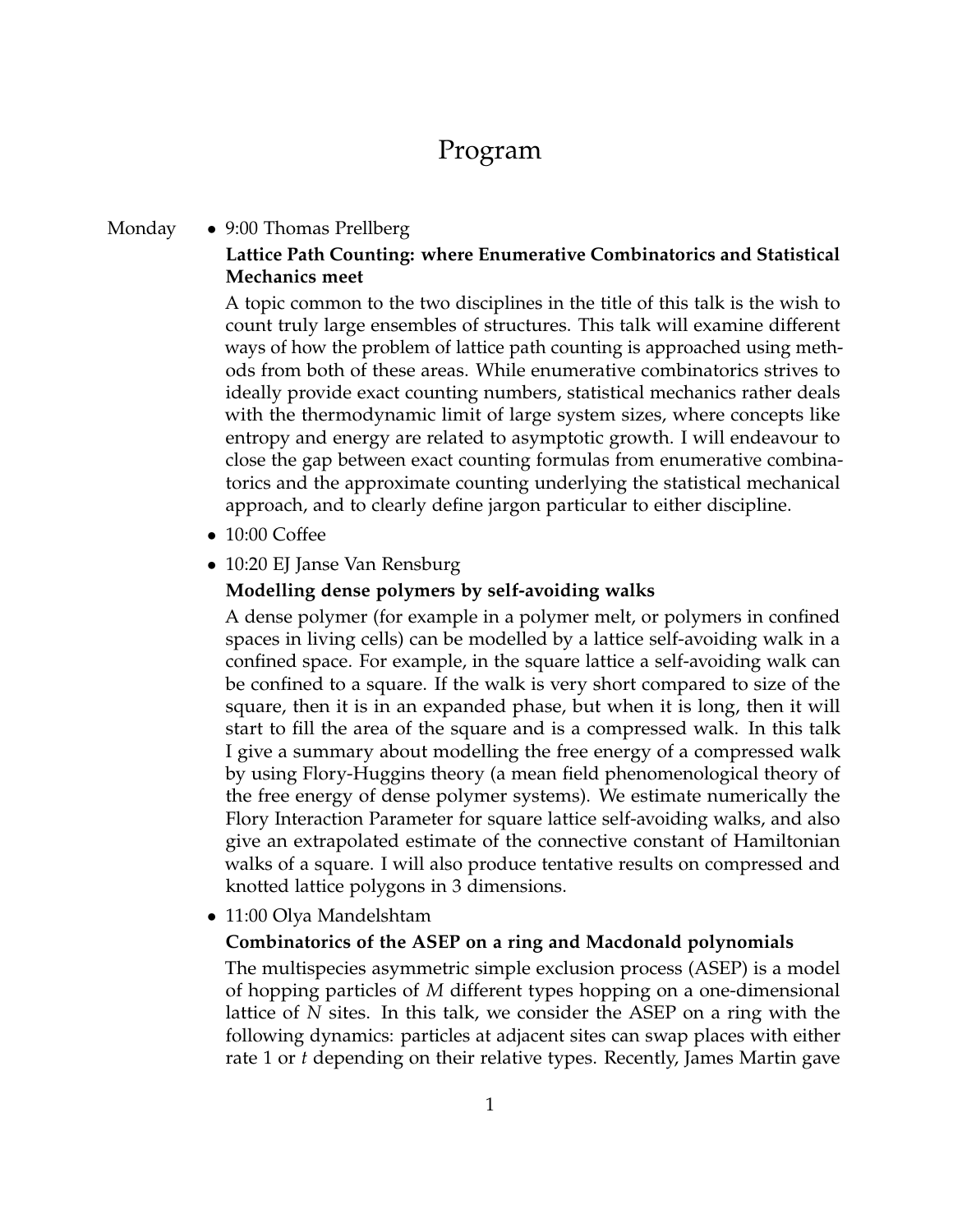# Program

Monday

- 9:00 Thomas Prellberg

  **Lattice Path Counting: where Enumerative Combinatorics and Statistical Mechanics meet**

  A topic common to the two disciplines in the title of this talk is the wish to count truly large ensembles of structures. This talk will examine different ways of how the problem of lattice path counting is approached using methods from both of these areas. While enumerative combinatorics strives to ideally provide exact counting numbers, statistical mechanics rather deals with the thermodynamic limit of large system sizes, where concepts like entropy and energy are related to asymptotic growth. I will endeavour to close the gap between exact counting formulas from enumerative combinatorics and the approximate counting underlying the statistical mechanical approach, and to clearly define jargon particular to either discipline.

- 10:00 Coffee

- 10:20 EJ Janse Van Rensburg

  **Modelling dense polymers by self-avoiding walks**

  A dense polymer (for example in a polymer melt, or polymers in confined spaces in living cells) can be modelled by a lattice self-avoiding walk in a confined space. For example, in the square lattice a self-avoiding walk can be confined to a square. If the walk is very short compared to size of the square, then it is in an expanded phase, but when it is long, then it will start to fill the area of the square and is a compressed walk. In this talk I give a summary about modelling the free energy of a compressed walk by using Flory-Huggins theory (a mean field phenomenological theory of the free energy of dense polymer systems). We estimate numerically the Flory Interaction Parameter for square lattice self-avoiding walks, and also give an extrapolated estimate of the connective constant of Hamiltonian walks of a square. I will also produce tentative results on compressed and knotted lattice polygons in 3 dimensions.

- 11:00 Olya Mandelshtam

  **Combinatorics of the ASEP on a ring and Macdonald polynomials**

  The multispecies asymmetric simple exclusion process (ASEP) is a model of hopping particles of $M$ different types hopping on a one-dimensional lattice of $N$ sites. In this talk, we consider the ASEP on a ring with the following dynamics: particles at adjacent sites can swap places with either rate 1 or $t$ depending on their relative types. Recently, James Martin gave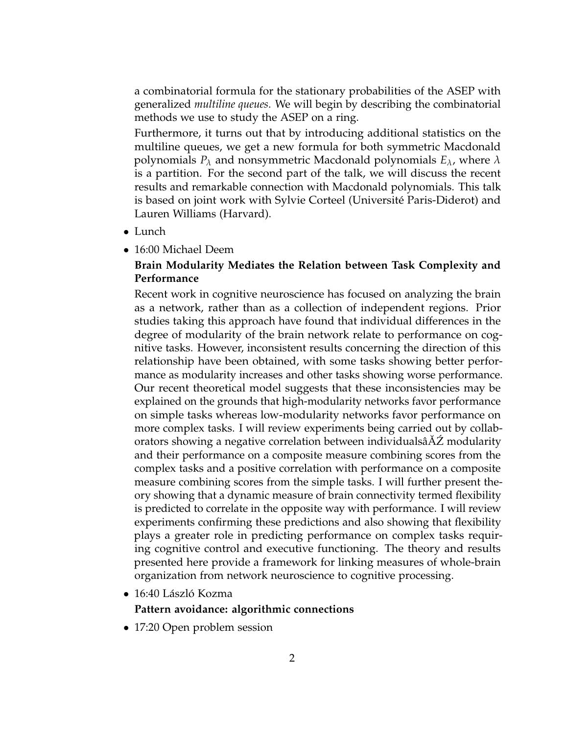a combinatorial formula for the stationary probabilities of the ASEP with generalized *multiline queues*. We will begin by describing the combinatorial methods we use to study the ASEP on a ring.

Furthermore, it turns out that by introducing additional statistics on the multiline queues, we get a new formula for both symmetric Macdonald polynomials $P_\lambda$ and nonsymmetric Macdonald polynomials $E_\lambda$, where $\lambda$ is a partition. For the second part of the talk, we will discuss the recent results and remarkable connection with Macdonald polynomials. This talk is based on joint work with Sylvie Corteel (Université Paris-Diderot) and Lauren Williams (Harvard).

- Lunch
- 16:00 Michael Deem

  **Brain Modularity Mediates the Relation between Task Complexity and Performance**

  Recent work in cognitive neuroscience has focused on analyzing the brain as a network, rather than as a collection of independent regions. Prior studies taking this approach have found that individual differences in the degree of modularity of the brain network relate to performance on cognitive tasks. However, inconsistent results concerning the direction of this relationship have been obtained, with some tasks showing better performance as modularity increases and other tasks showing worse performance. Our recent theoretical model suggests that these inconsistencies may be explained on the grounds that high-modularity networks favor performance on simple tasks whereas low-modularity networks favor performance on more complex tasks. I will review experiments being carried out by collaborators showing a negative correlation between individualsâĂŹ modularity and their performance on a composite measure combining scores from the complex tasks and a positive correlation with performance on a composite measure combining scores from the simple tasks. I will further present theory showing that a dynamic measure of brain connectivity termed flexibility is predicted to correlate in the opposite way with performance. I will review experiments confirming these predictions and also showing that flexibility plays a greater role in predicting performance on complex tasks requiring cognitive control and executive functioning. The theory and results presented here provide a framework for linking measures of whole-brain organization from network neuroscience to cognitive processing.

- 16:40 László Kozma

  **Pattern avoidance: algorithmic connections**

- 17:20 Open problem session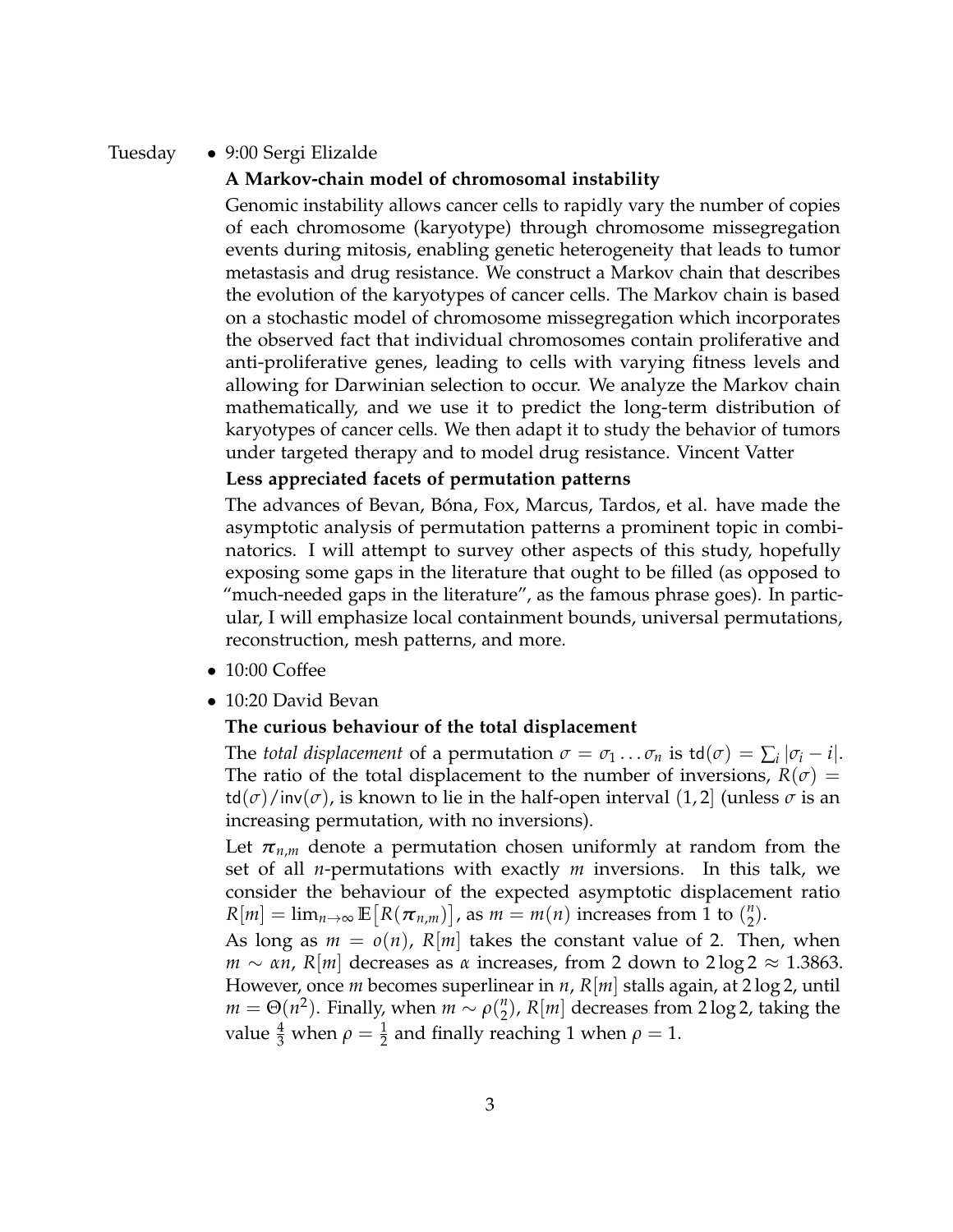Tuesday

- 9:00 Sergi Elizalde

  **A Markov-chain model of chromosomal instability**

  Genomic instability allows cancer cells to rapidly vary the number of copies of each chromosome (karyotype) through chromosome missegregation events during mitosis, enabling genetic heterogeneity that leads to tumor metastasis and drug resistance. We construct a Markov chain that describes the evolution of the karyotypes of cancer cells. The Markov chain is based on a stochastic model of chromosome missegregation which incorporates the observed fact that individual chromosomes contain proliferative and anti-proliferative genes, leading to cells with varying fitness levels and allowing for Darwinian selection to occur. We analyze the Markov chain mathematically, and we use it to predict the long-term distribution of karyotypes of cancer cells. We then adapt it to study the behavior of tumors under targeted therapy and to model drug resistance. Vincent Vatter

  **Less appreciated facets of permutation patterns**

  The advances of Bevan, Bóna, Fox, Marcus, Tardos, et al. have made the asymptotic analysis of permutation patterns a prominent topic in combinatorics. I will attempt to survey other aspects of this study, hopefully exposing some gaps in the literature that ought to be filled (as opposed to "much-needed gaps in the literature", as the famous phrase goes). In particular, I will emphasize local containment bounds, universal permutations, reconstruction, mesh patterns, and more.

- 10:00 Coffee

- 10:20 David Bevan

  **The curious behaviour of the total displacement**

  The *total displacement* of a permutation $\sigma = \sigma_1 \ldots \sigma_n$ is $\mathsf{td}(\sigma) = \sum_i |\sigma_i - i|$. The ratio of the total displacement to the number of inversions, $R(\sigma) = \mathsf{td}(\sigma)/\mathsf{inv}(\sigma)$, is known to lie in the half-open interval $(1, 2]$ (unless $\sigma$ is an increasing permutation, with no inversions).

  Let $\boldsymbol{\pi}_{n,m}$ denote a permutation chosen uniformly at random from the set of all $n$-permutations with exactly $m$ inversions. In this talk, we consider the behaviour of the expected asymptotic displacement ratio $R[m] = \lim_{n\to\infty} \mathbb{E}\big[R(\boldsymbol{\pi}_{n,m})\big]$, as $m = m(n)$ increases from 1 to $\binom{n}{2}$.

  As long as $m = o(n)$, $R[m]$ takes the constant value of 2. Then, when $m \sim \alpha n$, $R[m]$ decreases as $\alpha$ increases, from 2 down to $2\log 2 \approx 1.3863$. However, once $m$ becomes superlinear in $n$, $R[m]$ stalls again, at $2\log 2$, until $m = \Theta(n^2)$. Finally, when $m \sim \rho\binom{n}{2}$, $R[m]$ decreases from $2\log 2$, taking the value $\frac{4}{3}$ when $\rho = \frac{1}{2}$ and finally reaching 1 when $\rho = 1$.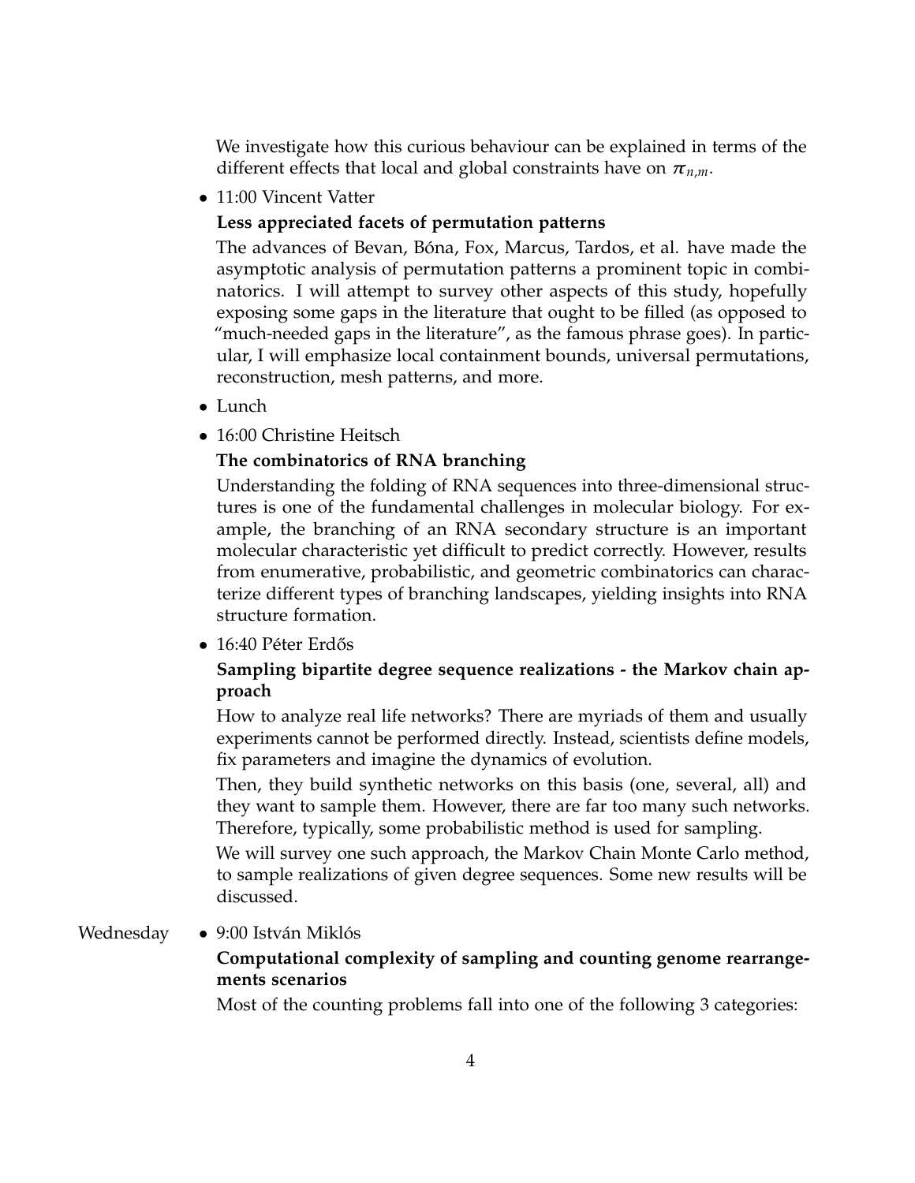We investigate how this curious behaviour can be explained in terms of the different effects that local and global constraints have on $\pi_{n,m}$.

- 11:00 Vincent Vatter

  **Less appreciated facets of permutation patterns**

  The advances of Bevan, Bóna, Fox, Marcus, Tardos, et al. have made the asymptotic analysis of permutation patterns a prominent topic in combinatorics. I will attempt to survey other aspects of this study, hopefully exposing some gaps in the literature that ought to be filled (as opposed to "much-needed gaps in the literature", as the famous phrase goes). In particular, I will emphasize local containment bounds, universal permutations, reconstruction, mesh patterns, and more.

- Lunch

- 16:00 Christine Heitsch

  **The combinatorics of RNA branching**

  Understanding the folding of RNA sequences into three-dimensional structures is one of the fundamental challenges in molecular biology. For example, the branching of an RNA secondary structure is an important molecular characteristic yet difficult to predict correctly. However, results from enumerative, probabilistic, and geometric combinatorics can characterize different types of branching landscapes, yielding insights into RNA structure formation.

- 16:40 Péter Erdős

  **Sampling bipartite degree sequence realizations - the Markov chain approach**

  How to analyze real life networks? There are myriads of them and usually experiments cannot be performed directly. Instead, scientists define models, fix parameters and imagine the dynamics of evolution.

  Then, they build synthetic networks on this basis (one, several, all) and they want to sample them. However, there are far too many such networks. Therefore, typically, some probabilistic method is used for sampling.

  We will survey one such approach, the Markov Chain Monte Carlo method, to sample realizations of given degree sequences. Some new results will be discussed.

Wednesday

- 9:00 István Miklós

  **Computational complexity of sampling and counting genome rearrangements scenarios**

  Most of the counting problems fall into one of the following 3 categories: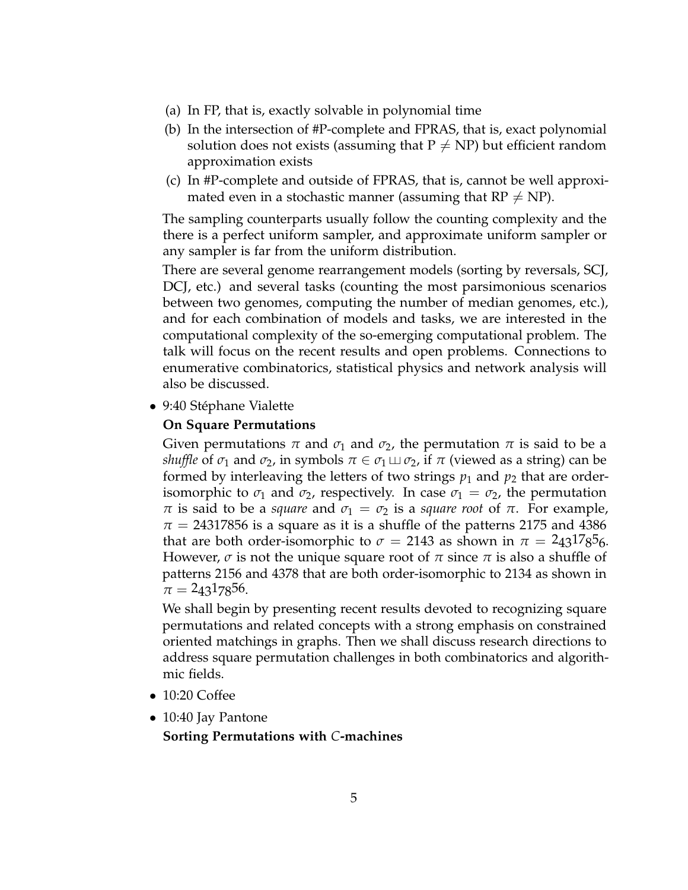(a) In FP, that is, exactly solvable in polynomial time

(b) In the intersection of #P-complete and FPRAS, that is, exact polynomial solution does not exists (assuming that $P \neq NP$) but efficient random approximation exists

(c) In #P-complete and outside of FPRAS, that is, cannot be well approximated even in a stochastic manner (assuming that $RP \neq NP$).

The sampling counterparts usually follow the counting complexity and the there is a perfect uniform sampler, and approximate uniform sampler or any sampler is far from the uniform distribution.

There are several genome rearrangement models (sorting by reversals, SCJ, DCJ, etc.) and several tasks (counting the most parsimonious scenarios between two genomes, computing the number of median genomes, etc.), and for each combination of models and tasks, we are interested in the computational complexity of the so-emerging computational problem. The talk will focus on the recent results and open problems. Connections to enumerative combinatorics, statistical physics and network analysis will also be discussed.

- 9:40 Stéphane Vialette

  **On Square Permutations**

  Given permutations $\pi$ and $\sigma_1$ and $\sigma_2$, the permutation $\pi$ is said to be a *shuffle* of $\sigma_1$ and $\sigma_2$, in symbols $\pi \in \sigma_1 \sqcup \sigma_2$, if $\pi$ (viewed as a string) can be formed by interleaving the letters of two strings $p_1$ and $p_2$ that are order-isomorphic to $\sigma_1$ and $\sigma_2$, respectively. In case $\sigma_1 = \sigma_2$, the permutation $\pi$ is said to be a *square* and $\sigma_1 = \sigma_2$ is a *square root* of $\pi$. For example, $\pi = 24317856$ is a square as it is a shuffle of the patterns 2175 and 4386 that are both order-isomorphic to $\sigma = 2143$ as shown in $\pi = {}^{2}{}_{4}{}_{3}{}^{1}{}^{7}{}_{8}{}^{5}{}_{6}$. However, $\sigma$ is not the unique square root of $\pi$ since $\pi$ is also a shuffle of patterns 2156 and 4378 that are both order-isomorphic to 2134 as shown in $\pi = {}^{2}{}_{4}{}_{3}{}^{1}{}_{7}{}_{8}{}^{5}{}^{6}$.

  We shall begin by presenting recent results devoted to recognizing square permutations and related concepts with a strong emphasis on constrained oriented matchings in graphs. Then we shall discuss research directions to address square permutation challenges in both combinatorics and algorithmic fields.

- 10:20 Coffee

- 10:40 Jay Pantone

  **Sorting Permutations with $C$-machines**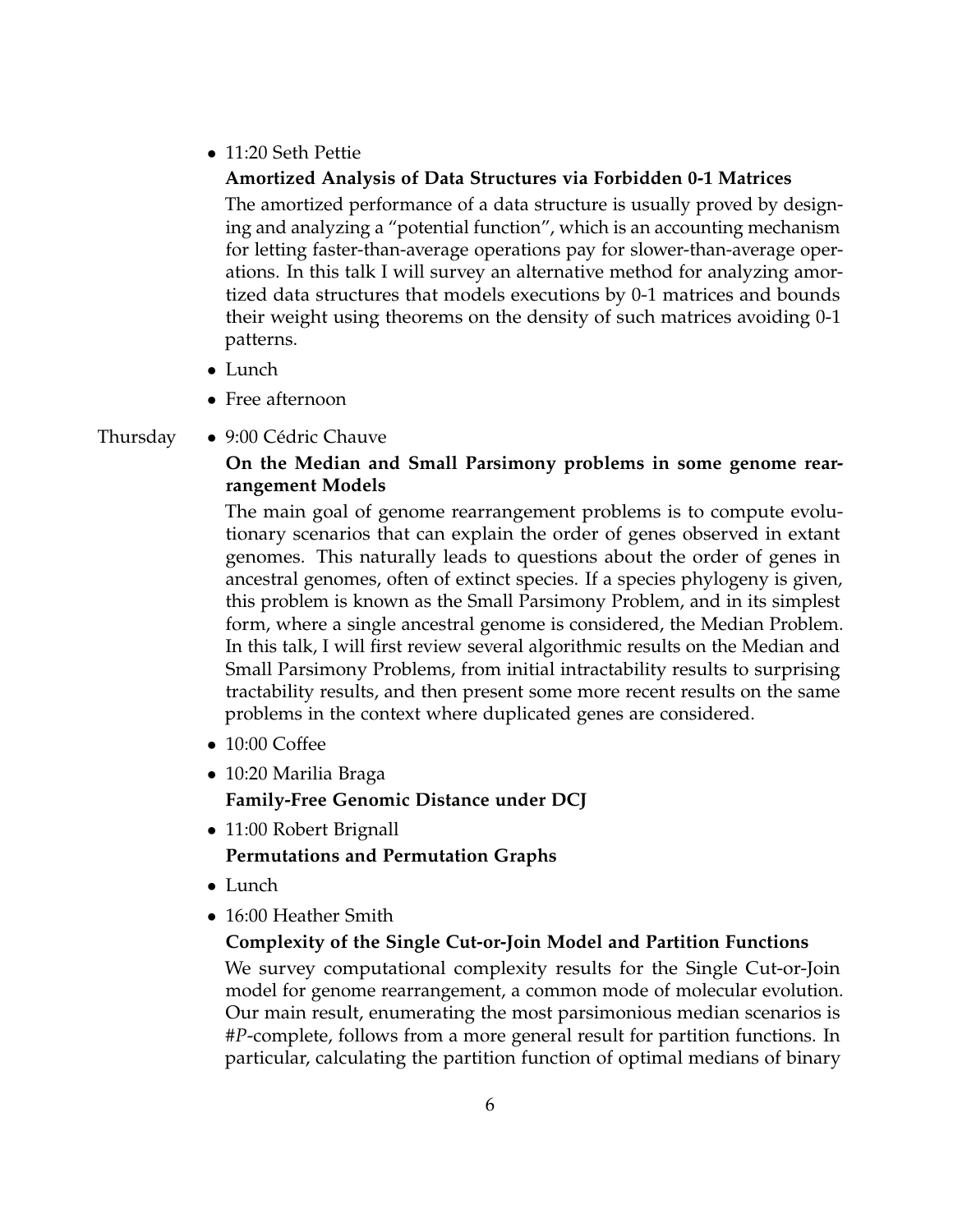- 11:20 Seth Pettie

  **Amortized Analysis of Data Structures via Forbidden 0-1 Matrices**

  The amortized performance of a data structure is usually proved by designing and analyzing a "potential function", which is an accounting mechanism for letting faster-than-average operations pay for slower-than-average operations. In this talk I will survey an alternative method for analyzing amortized data structures that models executions by 0-1 matrices and bounds their weight using theorems on the density of such matrices avoiding 0-1 patterns.

- Lunch
- Free afternoon

Thursday

- 9:00 Cédric Chauve

  **On the Median and Small Parsimony problems in some genome rearrangement Models**

  The main goal of genome rearrangement problems is to compute evolutionary scenarios that can explain the order of genes observed in extant genomes. This naturally leads to questions about the order of genes in ancestral genomes, often of extinct species. If a species phylogeny is given, this problem is known as the Small Parsimony Problem, and in its simplest form, where a single ancestral genome is considered, the Median Problem. In this talk, I will first review several algorithmic results on the Median and Small Parsimony Problems, from initial intractability results to surprising tractability results, and then present some more recent results on the same problems in the context where duplicated genes are considered.

- 10:00 Coffee
- 10:20 Marilia Braga

  **Family-Free Genomic Distance under DCJ**

- 11:00 Robert Brignall

  **Permutations and Permutation Graphs**

- Lunch
- 16:00 Heather Smith

  **Complexity of the Single Cut-or-Join Model and Partition Functions**

  We survey computational complexity results for the Single Cut-or-Join model for genome rearrangement, a common mode of molecular evolution. Our main result, enumerating the most parsimonious median scenarios is #*P*-complete, follows from a more general result for partition functions. In particular, calculating the partition function of optimal medians of binary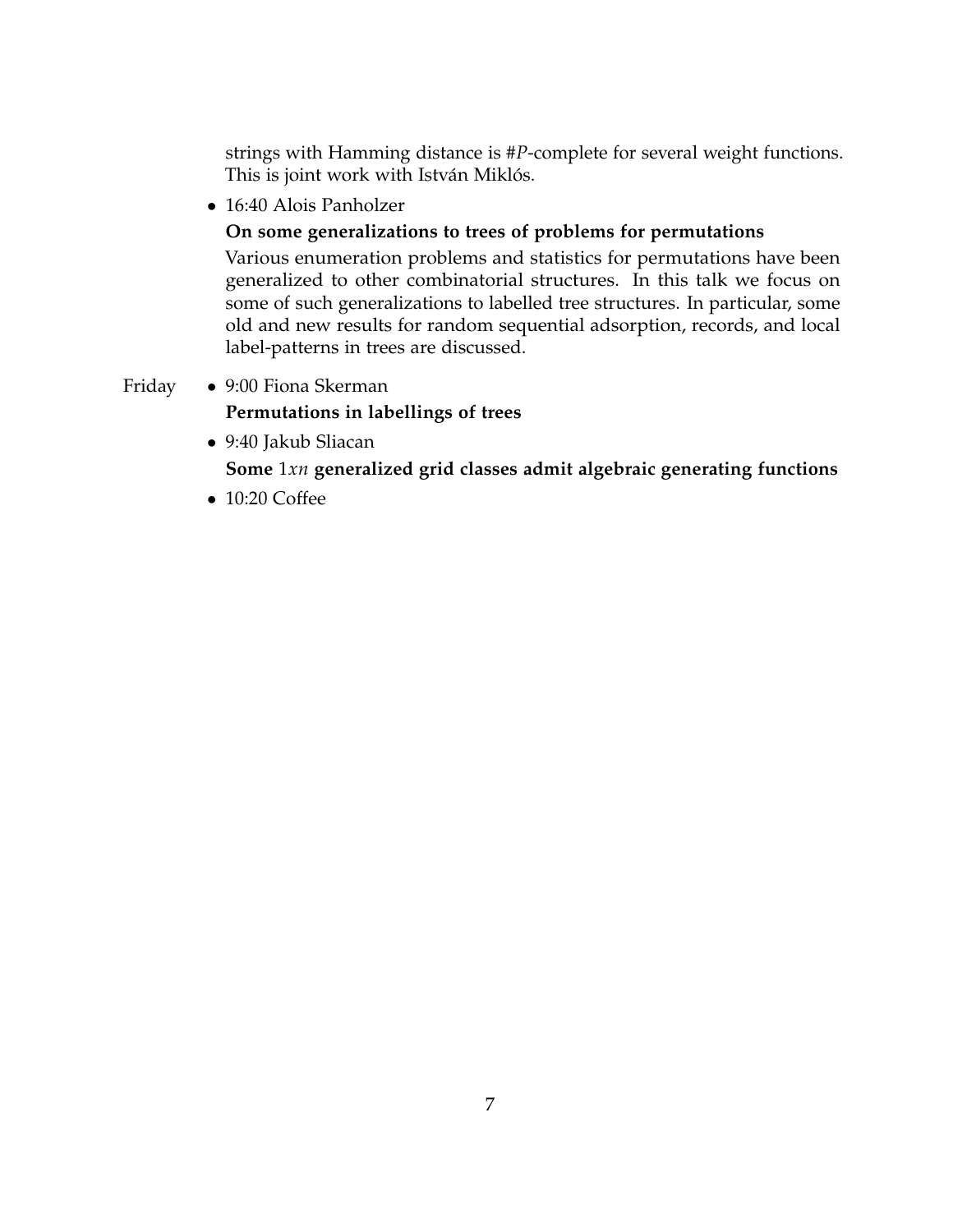strings with Hamming distance is #$P$-complete for several weight functions. This is joint work with István Miklós.

- 16:40 Alois Panholzer

  **On some generalizations to trees of problems for permutations**

  Various enumeration problems and statistics for permutations have been generalized to other combinatorial structures. In this talk we focus on some of such generalizations to labelled tree structures. In particular, some old and new results for random sequential adsorption, records, and local label-patterns in trees are discussed.

Friday

- 9:00 Fiona Skerman

  **Permutations in labellings of trees**

- 9:40 Jakub Sliacan

  **Some $1xn$ generalized grid classes admit algebraic generating functions**

- 10:20 Coffee